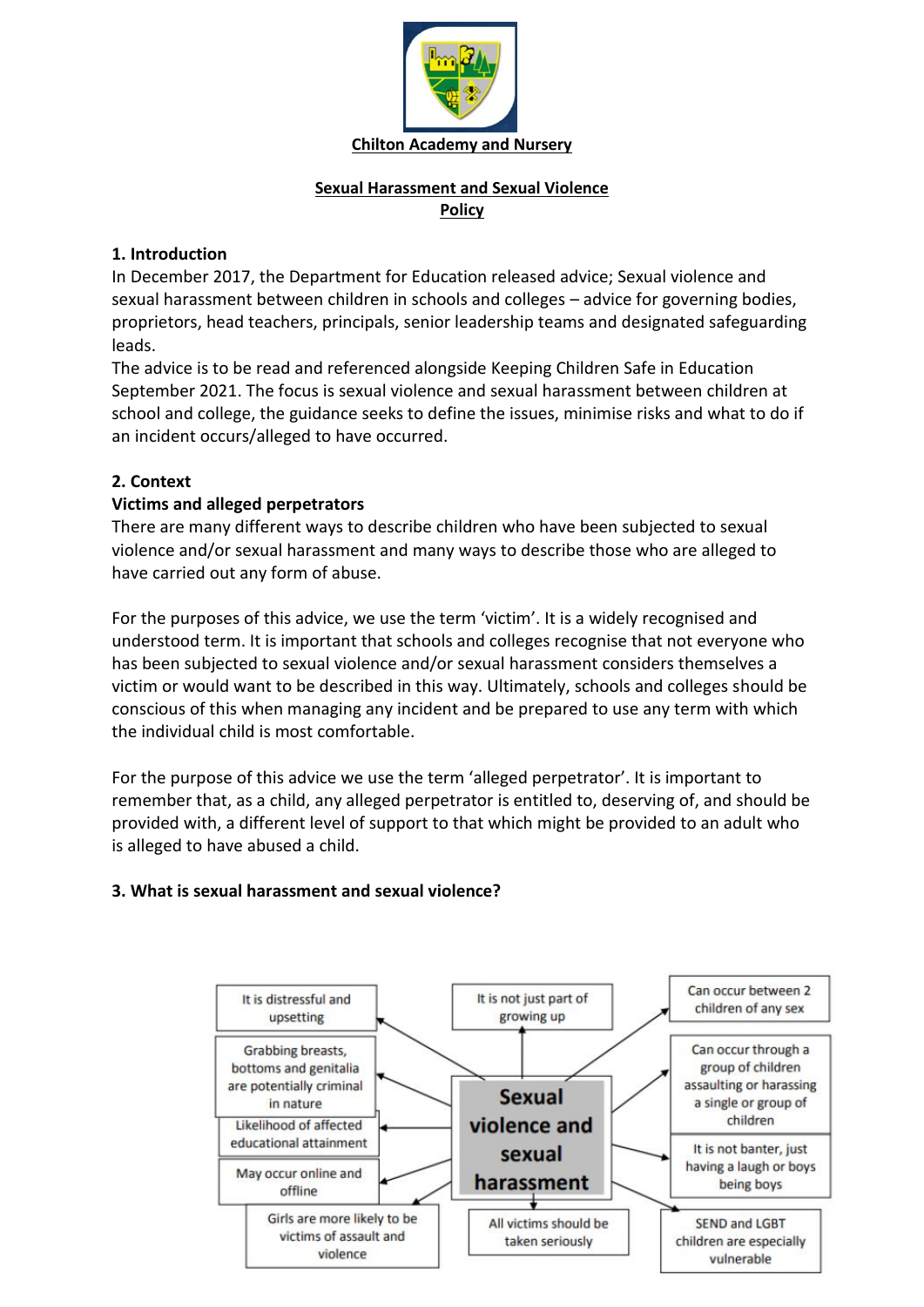**Chilton Academy and Nursery**

**Sexual Harassment and Sexual Violence Policy**

## 1. Introduction

In December 2017, the Department for Education released advice; Sexual violence and sexual harassment between children in schools and colleges – advice for governing bodies, proprietors, head teachers, principals, senior leadership teams and designated safeguarding leads.

The advice is to be read and referenced alongside Keeping Children Safe in Education September 2021. The focus is sexual violence and sexual harassment between children at school and college, the guidance seeks to define the issues, minimise risks and what to do if an incident occurs/alleged to have occurred.

## 2. Context

### Victims and alleged perpetrators

There are many different ways to describe children who have been subjected to sexual violence and/or sexual harassment and many ways to describe those who are alleged to have carried out any form of abuse.

For the purposes of this advice, we use the term 'victim'. It is a widely recognised and understood term. It is important that schools and colleges recognise that not everyone who has been subjected to sexual violence and/or sexual harassment considers themselves a victim or would want to be described in this way. Ultimately, schools and colleges should be conscious of this when managing any incident and be prepared to use any term with which the individual child is most comfortable.

For the purpose of this advice we use the term 'alleged perpetrator'. It is important to remember that, as a child, any alleged perpetrator is entitled to, deserving of, and should be provided with, a different level of support to that which might be provided to an adult who is alleged to have abused a child.

## 3. What is sexual harassment and sexual violence?

**Sexual violence and sexual harassment**

- It is distressful and upsetting
- It is not just part of growing up
- Can occur between 2 children of any sex
- Grabbing breasts, bottoms and genitalia are potentially criminal in nature
- Can occur through a group of children assaulting or harassing a single or group of children
- Likelihood of affected educational attainment
- It is not banter, just having a laugh or boys being boys
- May occur online and offline
- Girls are more likely to be victims of assault and violence
- All victims should be taken seriously
- SEND and LGBT children are especially vulnerable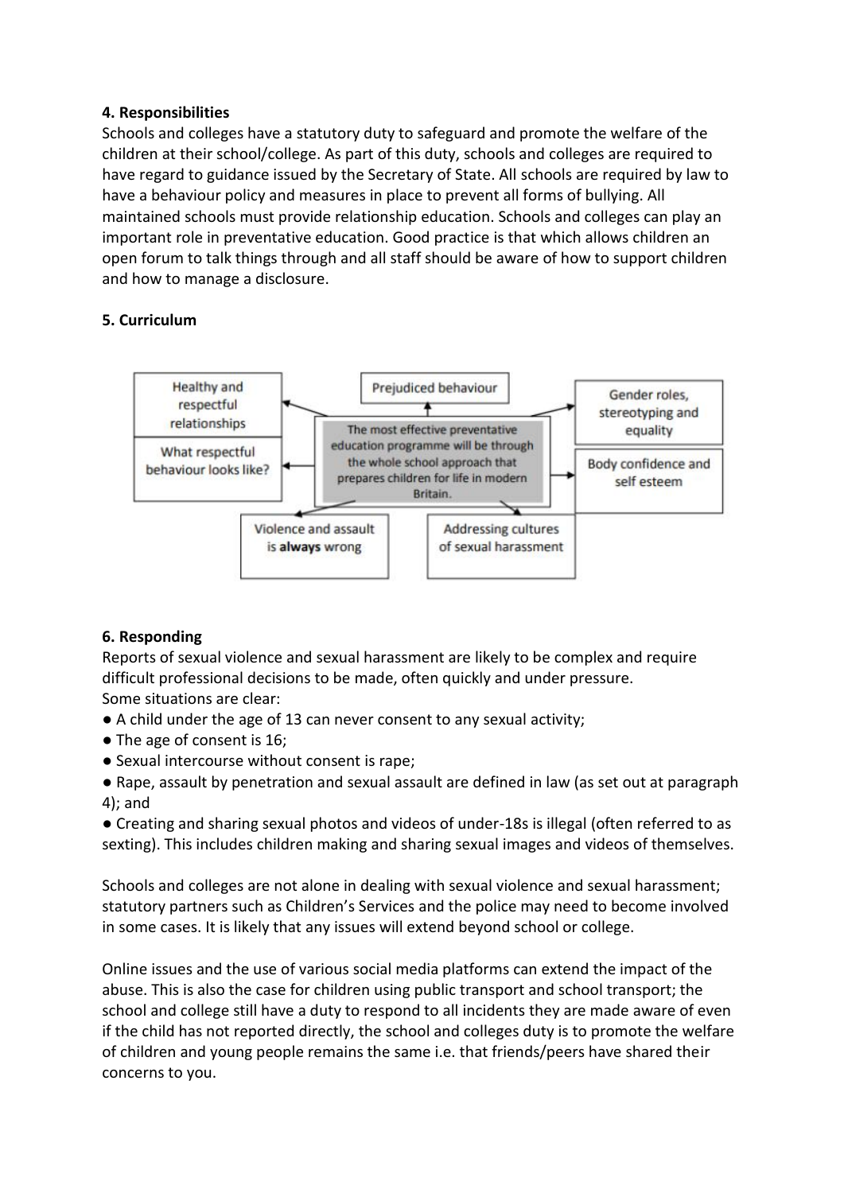## 4. Responsibilities

Schools and colleges have a statutory duty to safeguard and promote the welfare of the children at their school/college. As part of this duty, schools and colleges are required to have regard to guidance issued by the Secretary of State. All schools are required by law to have a behaviour policy and measures in place to prevent all forms of bullying. All maintained schools must provide relationship education. Schools and colleges can play an important role in preventative education. Good practice is that which allows children an open forum to talk things through and all staff should be aware of how to support children and how to manage a disclosure.

## 5. Curriculum

The most effective preventative education programme will be through the whole school approach that prepares children for life in modern Britain.

- Healthy and respectful relationships
- What respectful behaviour looks like?
- Prejudiced behaviour
- Gender roles, stereotyping and equality
- Body confidence and self esteem
- Violence and assault is **always** wrong
- Addressing cultures of sexual harassment

## 6. Responding

Reports of sexual violence and sexual harassment are likely to be complex and require difficult professional decisions to be made, often quickly and under pressure.
Some situations are clear:

- A child under the age of 13 can never consent to any sexual activity;
- The age of consent is 16;
- Sexual intercourse without consent is rape;
- Rape, assault by penetration and sexual assault are defined in law (as set out at paragraph 4); and
- Creating and sharing sexual photos and videos of under-18s is illegal (often referred to as sexting). This includes children making and sharing sexual images and videos of themselves.

Schools and colleges are not alone in dealing with sexual violence and sexual harassment; statutory partners such as Children's Services and the police may need to become involved in some cases. It is likely that any issues will extend beyond school or college.

Online issues and the use of various social media platforms can extend the impact of the abuse. This is also the case for children using public transport and school transport; the school and college still have a duty to respond to all incidents they are made aware of even if the child has not reported directly, the school and colleges duty is to promote the welfare of children and young people remains the same i.e. that friends/peers have shared their concerns to you.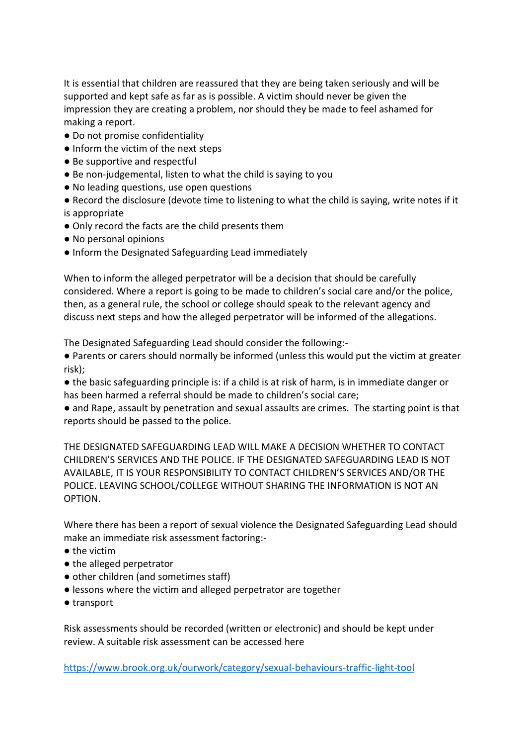It is essential that children are reassured that they are being taken seriously and will be supported and kept safe as far as is possible. A victim should never be given the impression they are creating a problem, nor should they be made to feel ashamed for making a report.

- Do not promise confidentiality
- Inform the victim of the next steps
- Be supportive and respectful
- Be non-judgemental, listen to what the child is saying to you
- No leading questions, use open questions
- Record the disclosure (devote time to listening to what the child is saying, write notes if it is appropriate
- Only record the facts are the child presents them
- No personal opinions
- Inform the Designated Safeguarding Lead immediately

When to inform the alleged perpetrator will be a decision that should be carefully considered. Where a report is going to be made to children's social care and/or the police, then, as a general rule, the school or college should speak to the relevant agency and discuss next steps and how the alleged perpetrator will be informed of the allegations.

The Designated Safeguarding Lead should consider the following:-

- Parents or carers should normally be informed (unless this would put the victim at greater risk);
- the basic safeguarding principle is: if a child is at risk of harm, is in immediate danger or has been harmed a referral should be made to children's social care;
- and Rape, assault by penetration and sexual assaults are crimes. The starting point is that reports should be passed to the police.

THE DESIGNATED SAFEGUARDING LEAD WILL MAKE A DECISION WHETHER TO CONTACT CHILDREN'S SERVICES AND THE POLICE. IF THE DESIGNATED SAFEGUARDING LEAD IS NOT AVAILABLE, IT IS YOUR RESPONSIBILITY TO CONTACT CHILDREN'S SERVICES AND/OR THE POLICE. LEAVING SCHOOL/COLLEGE WITHOUT SHARING THE INFORMATION IS NOT AN OPTION.

Where there has been a report of sexual violence the Designated Safeguarding Lead should make an immediate risk assessment factoring:-

- the victim
- the alleged perpetrator
- other children (and sometimes staff)
- lessons where the victim and alleged perpetrator are together
- transport

Risk assessments should be recorded (written or electronic) and should be kept under review. A suitable risk assessment can be accessed here

https://www.brook.org.uk/ourwork/category/sexual-behaviours-traffic-light-tool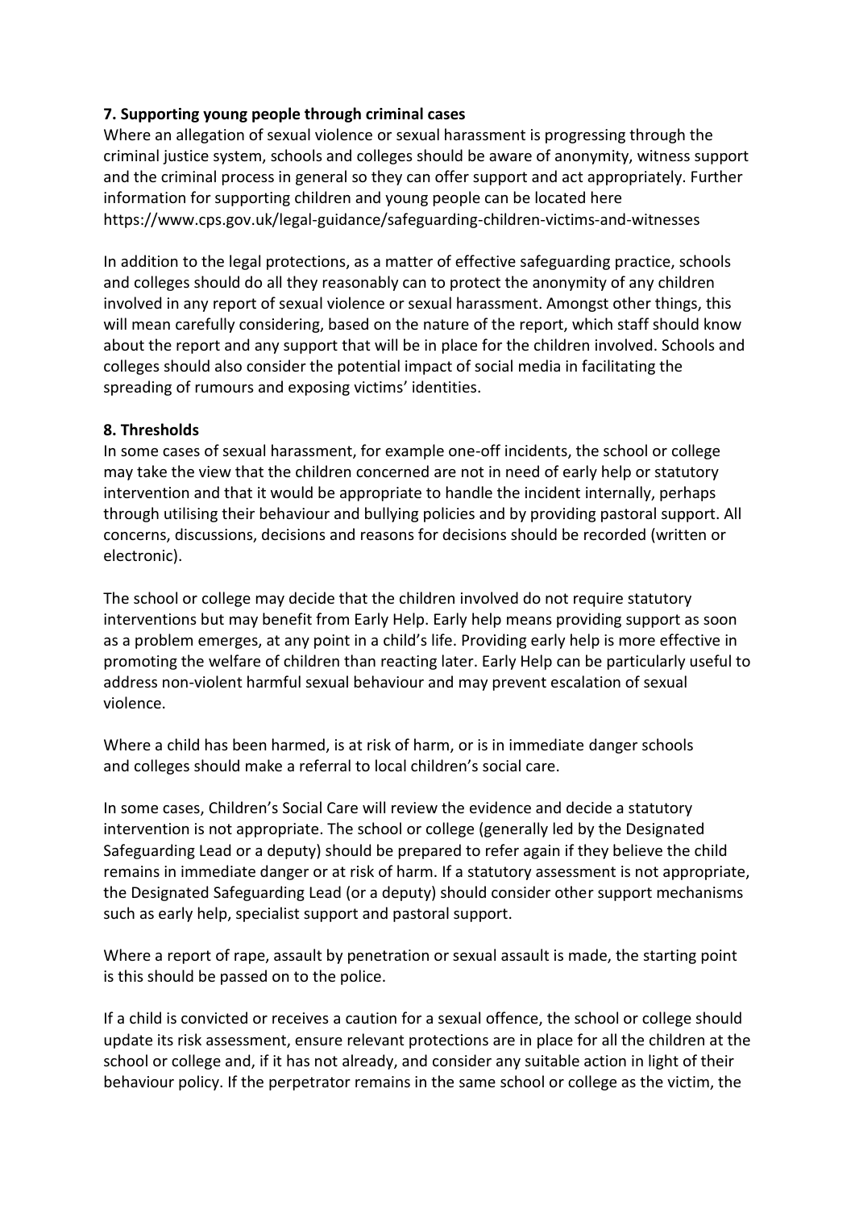### 7. Supporting young people through criminal cases

Where an allegation of sexual violence or sexual harassment is progressing through the criminal justice system, schools and colleges should be aware of anonymity, witness support and the criminal process in general so they can offer support and act appropriately. Further information for supporting children and young people can be located here https://www.cps.gov.uk/legal-guidance/safeguarding-children-victims-and-witnesses

In addition to the legal protections, as a matter of effective safeguarding practice, schools and colleges should do all they reasonably can to protect the anonymity of any children involved in any report of sexual violence or sexual harassment. Amongst other things, this will mean carefully considering, based on the nature of the report, which staff should know about the report and any support that will be in place for the children involved. Schools and colleges should also consider the potential impact of social media in facilitating the spreading of rumours and exposing victims' identities.

### 8. Thresholds

In some cases of sexual harassment, for example one-off incidents, the school or college may take the view that the children concerned are not in need of early help or statutory intervention and that it would be appropriate to handle the incident internally, perhaps through utilising their behaviour and bullying policies and by providing pastoral support. All concerns, discussions, decisions and reasons for decisions should be recorded (written or electronic).

The school or college may decide that the children involved do not require statutory interventions but may benefit from Early Help. Early help means providing support as soon as a problem emerges, at any point in a child's life. Providing early help is more effective in promoting the welfare of children than reacting later. Early Help can be particularly useful to address non-violent harmful sexual behaviour and may prevent escalation of sexual violence.

Where a child has been harmed, is at risk of harm, or is in immediate danger schools and colleges should make a referral to local children's social care.

In some cases, Children's Social Care will review the evidence and decide a statutory intervention is not appropriate. The school or college (generally led by the Designated Safeguarding Lead or a deputy) should be prepared to refer again if they believe the child remains in immediate danger or at risk of harm. If a statutory assessment is not appropriate, the Designated Safeguarding Lead (or a deputy) should consider other support mechanisms such as early help, specialist support and pastoral support.

Where a report of rape, assault by penetration or sexual assault is made, the starting point is this should be passed on to the police.

If a child is convicted or receives a caution for a sexual offence, the school or college should update its risk assessment, ensure relevant protections are in place for all the children at the school or college and, if it has not already, and consider any suitable action in light of their behaviour policy. If the perpetrator remains in the same school or college as the victim, the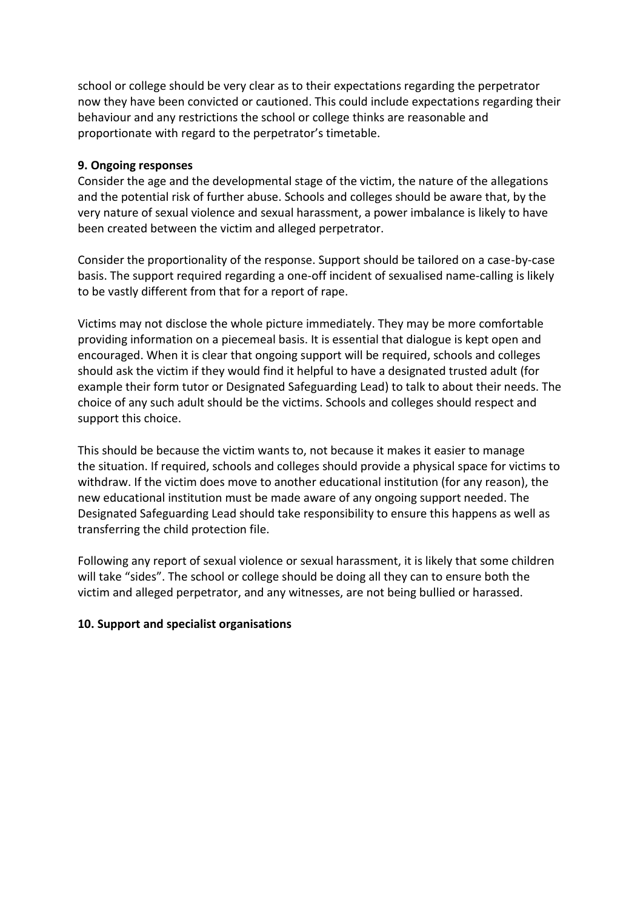school or college should be very clear as to their expectations regarding the perpetrator now they have been convicted or cautioned. This could include expectations regarding their behaviour and any restrictions the school or college thinks are reasonable and proportionate with regard to the perpetrator's timetable.

**9. Ongoing responses**

Consider the age and the developmental stage of the victim, the nature of the allegations and the potential risk of further abuse. Schools and colleges should be aware that, by the very nature of sexual violence and sexual harassment, a power imbalance is likely to have been created between the victim and alleged perpetrator.

Consider the proportionality of the response. Support should be tailored on a case-by-case basis. The support required regarding a one-off incident of sexualised name-calling is likely to be vastly different from that for a report of rape.

Victims may not disclose the whole picture immediately. They may be more comfortable providing information on a piecemeal basis. It is essential that dialogue is kept open and encouraged. When it is clear that ongoing support will be required, schools and colleges should ask the victim if they would find it helpful to have a designated trusted adult (for example their form tutor or Designated Safeguarding Lead) to talk to about their needs. The choice of any such adult should be the victims. Schools and colleges should respect and support this choice.

This should be because the victim wants to, not because it makes it easier to manage the situation. If required, schools and colleges should provide a physical space for victims to withdraw. If the victim does move to another educational institution (for any reason), the new educational institution must be made aware of any ongoing support needed. The Designated Safeguarding Lead should take responsibility to ensure this happens as well as transferring the child protection file.

Following any report of sexual violence or sexual harassment, it is likely that some children will take "sides". The school or college should be doing all they can to ensure both the victim and alleged perpetrator, and any witnesses, are not being bullied or harassed.

**10. Support and specialist organisations**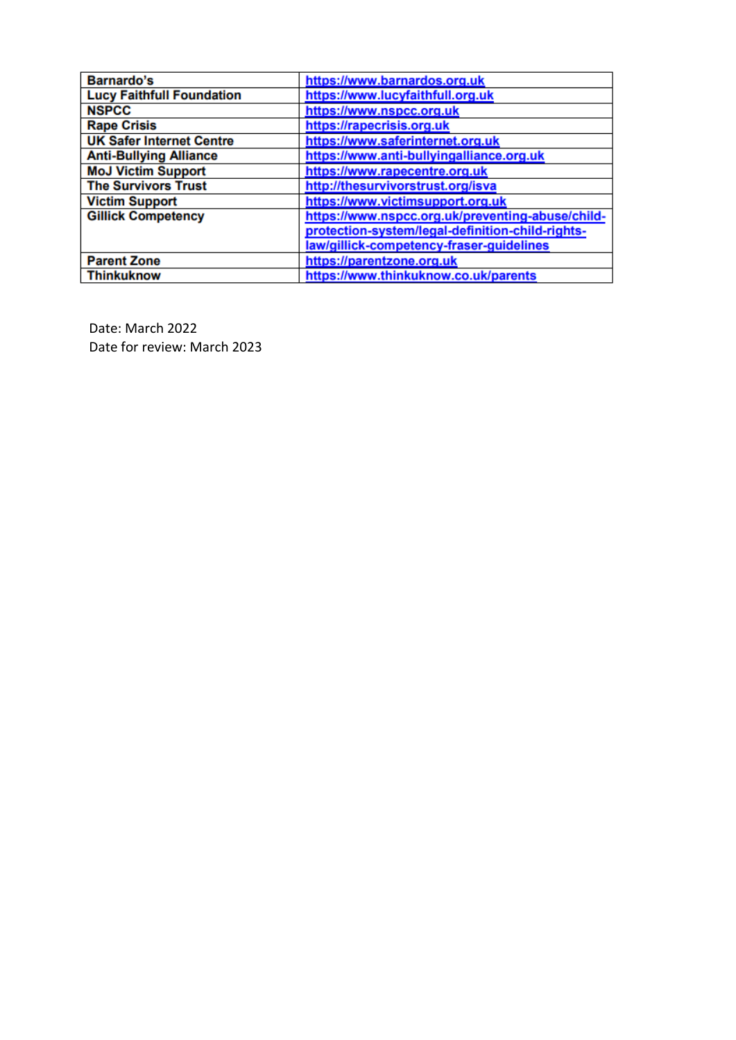| | |
|---|---|
| **Barnardo's** | https://www.barnardos.org.uk |
| **Lucy Faithfull Foundation** | https://www.lucyfaithfull.org.uk |
| **NSPCC** | https://www.nspcc.org.uk |
| **Rape Crisis** | https://rapecrisis.org.uk |
| **UK Safer Internet Centre** | https://www.saferinternet.org.uk |
| **Anti-Bullying Alliance** | https://www.anti-bullyingalliance.org.uk |
| **MoJ Victim Support** | https://www.rapecentre.org.uk |
| **The Survivors Trust** | http://thesurvivorstrust.org/isva |
| **Victim Support** | https://www.victimsupport.org.uk |
| **Gillick Competency** | https://www.nspcc.org.uk/preventing-abuse/child-protection-system/legal-definition-child-rights-law/gillick-competency-fraser-guidelines |
| **Parent Zone** | https://parentzone.org.uk |
| **Thinkuknow** | https://www.thinkuknow.co.uk/parents |

Date: March 2022
Date for review: March 2023